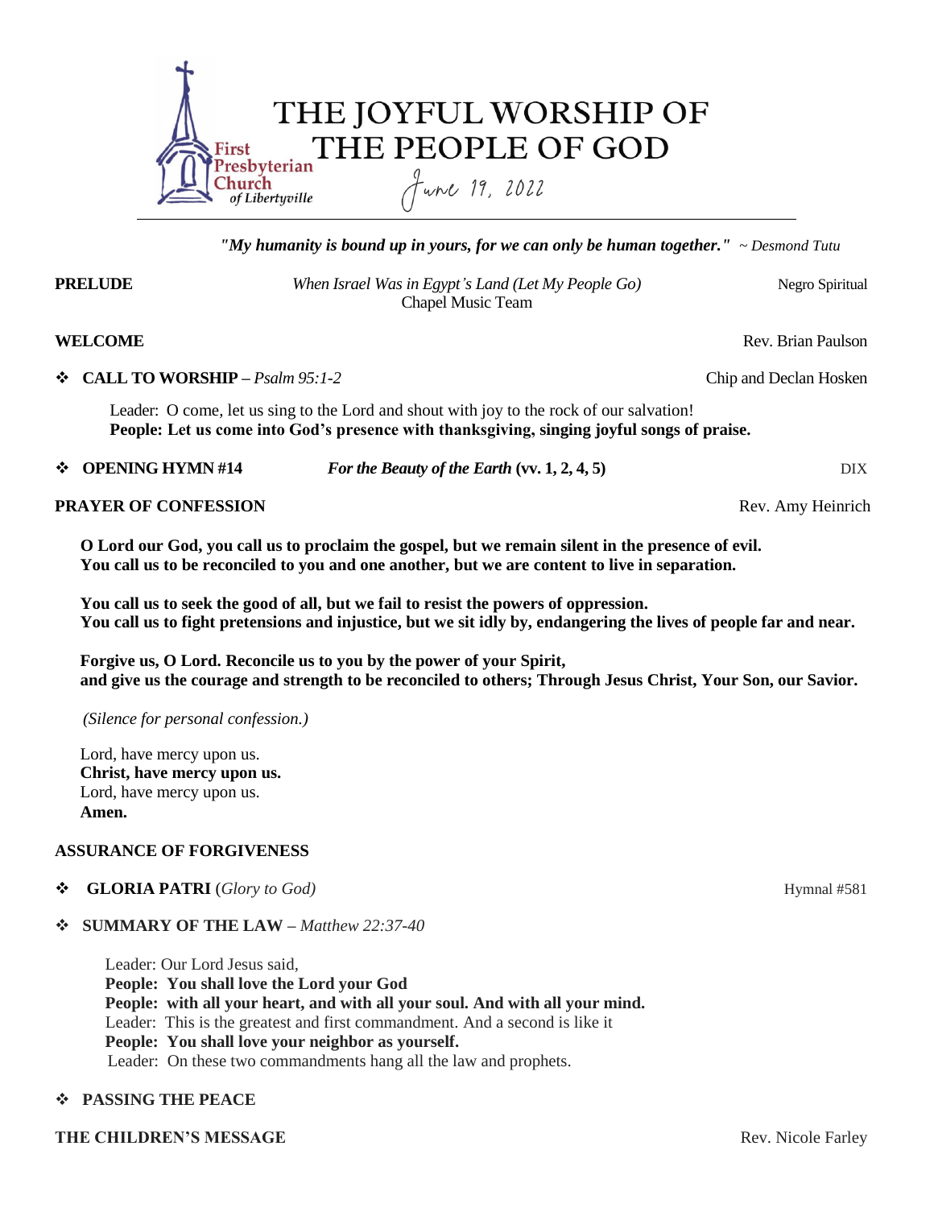# THE JOYFUL WORSHIP OF THE PEOPLE OF GOD

First Presbyterian Church of Libertyville

June 19, 2022

***"My humanity is bound up in yours, for we can only be human together."*** *~ Desmond Tutu*

**PRELUDE** *When Israel Was in Egypt's Land (Let My People Go)* Negro Spiritual
Chapel Music Team

**WELCOME** Rev. Brian Paulson

❖ **CALL TO WORSHIP** – *Psalm 95:1-2* Chip and Declan Hosken

Leader: O come, let us sing to the Lord and shout with joy to the rock of our salvation!
**People: Let us come into God's presence with thanksgiving, singing joyful songs of praise.**

❖ **OPENING HYMN #14** ***For the Beauty of the Earth*** **(vv. 1, 2, 4, 5)** DIX

**PRAYER OF CONFESSION** Rev. Amy Heinrich

**O Lord our God, you call us to proclaim the gospel, but we remain silent in the presence of evil.
You call us to be reconciled to you and one another, but we are content to live in separation.**

**You call us to seek the good of all, but we fail to resist the powers of oppression.
You call us to fight pretensions and injustice, but we sit idly by, endangering the lives of people far and near.**

**Forgive us, O Lord. Reconcile us to you by the power of your Spirit,
and give us the courage and strength to be reconciled to others; Through Jesus Christ, Your Son, our Savior.**

*(Silence for personal confession.)*

Lord, have mercy upon us.
**Christ, have mercy upon us.**
Lord, have mercy upon us.
**Amen.**

**ASSURANCE OF FORGIVENESS**

❖ **GLORIA PATRI** (*Glory to God*) Hymnal #581

❖ **SUMMARY OF THE LAW** – *Matthew 22:37-40*

Leader: Our Lord Jesus said,
**People: You shall love the Lord your God**
**People: with all your heart, and with all your soul. And with all your mind.**
Leader: This is the greatest and first commandment. And a second is like it
**People: You shall love your neighbor as yourself.**
Leader: On these two commandments hang all the law and prophets.

❖ **PASSING THE PEACE**

**THE CHILDREN'S MESSAGE** Rev. Nicole Farley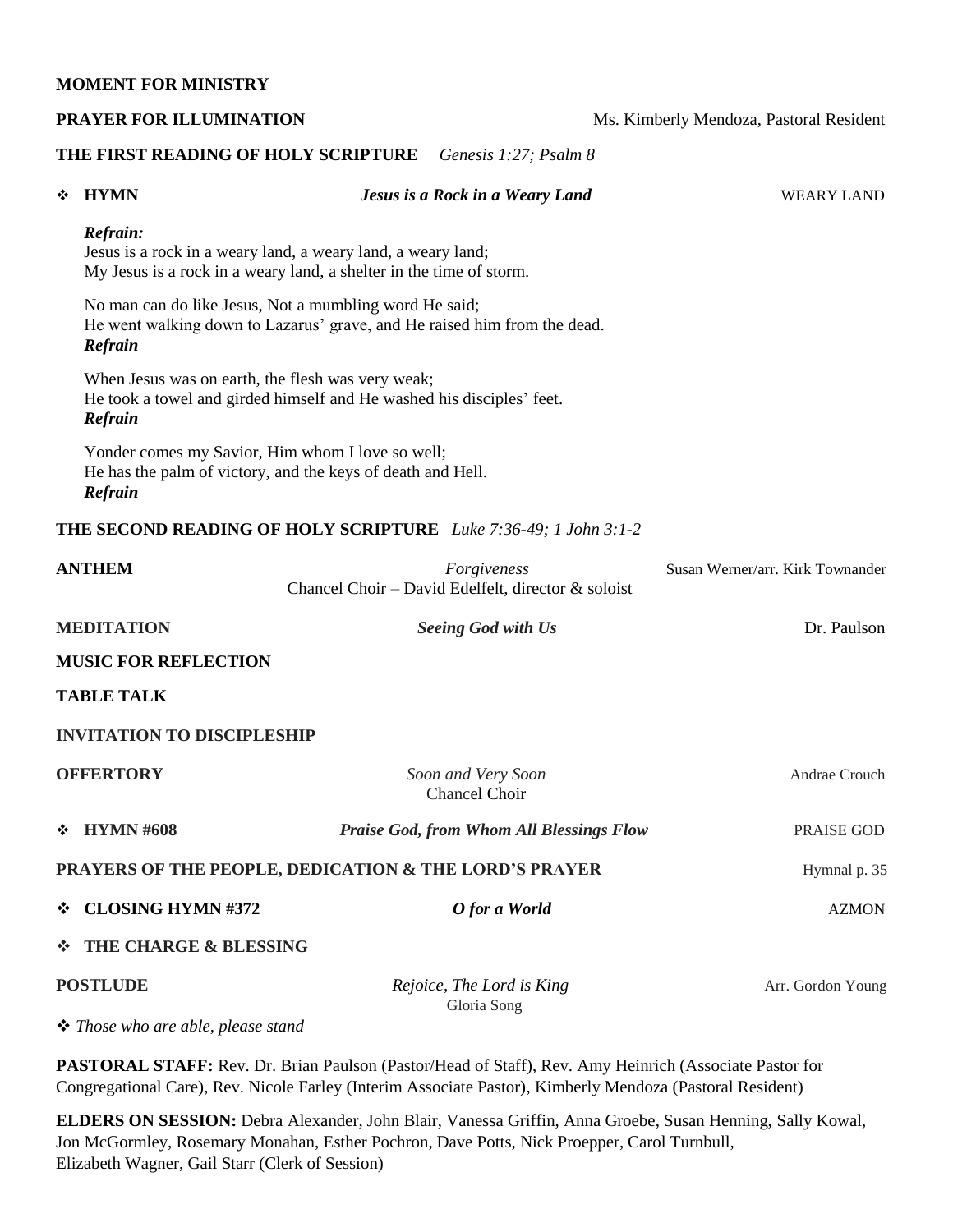**MOMENT FOR MINISTRY**

**PRAYER FOR ILLUMINATION** Ms. Kimberly Mendoza, Pastoral Resident

**THE FIRST READING OF HOLY SCRIPTURE** *Genesis 1:27; Psalm 8*

❖ **HYMN** ***Jesus is a Rock in a Weary Land*** WEARY LAND

***Refrain:***
Jesus is a rock in a weary land, a weary land, a weary land;
My Jesus is a rock in a weary land, a shelter in the time of storm.

No man can do like Jesus, Not a mumbling word He said;
He went walking down to Lazarus' grave, and He raised him from the dead.
***Refrain***

When Jesus was on earth, the flesh was very weak;
He took a towel and girded himself and He washed his disciples' feet.
***Refrain***

Yonder comes my Savior, Him whom I love so well;
He has the palm of victory, and the keys of death and Hell.
***Refrain***

**THE SECOND READING OF HOLY SCRIPTURE** *Luke 7:36-49; 1 John 3:1-2*

**ANTHEM** *Forgiveness* Susan Werner/arr. Kirk Townander
Chancel Choir – David Edelfelt, director & soloist

**MEDITATION** ***Seeing God with Us*** Dr. Paulson

**MUSIC FOR REFLECTION**

**TABLE TALK**

**INVITATION TO DISCIPLESHIP**

**OFFERTORY** *Soon and Very Soon* Andrae Crouch
Chancel Choir

❖ **HYMN #608** ***Praise God, from Whom All Blessings Flow*** PRAISE GOD

**PRAYERS OF THE PEOPLE, DEDICATION & THE LORD'S PRAYER** Hymnal p. 35

❖ **CLOSING HYMN #372** ***O for a World*** AZMON

❖ **THE CHARGE & BLESSING**

**POSTLUDE** *Rejoice, The Lord is King* Arr. Gordon Young
Gloria Song

❖ *Those who are able, please stand*

**PASTORAL STAFF:** Rev. Dr. Brian Paulson (Pastor/Head of Staff), Rev. Amy Heinrich (Associate Pastor for Congregational Care), Rev. Nicole Farley (Interim Associate Pastor), Kimberly Mendoza (Pastoral Resident)

**ELDERS ON SESSION:** Debra Alexander, John Blair, Vanessa Griffin, Anna Groebe, Susan Henning, Sally Kowal, Jon McGormley, Rosemary Monahan, Esther Pochron, Dave Potts, Nick Proepper, Carol Turnbull, Elizabeth Wagner, Gail Starr (Clerk of Session)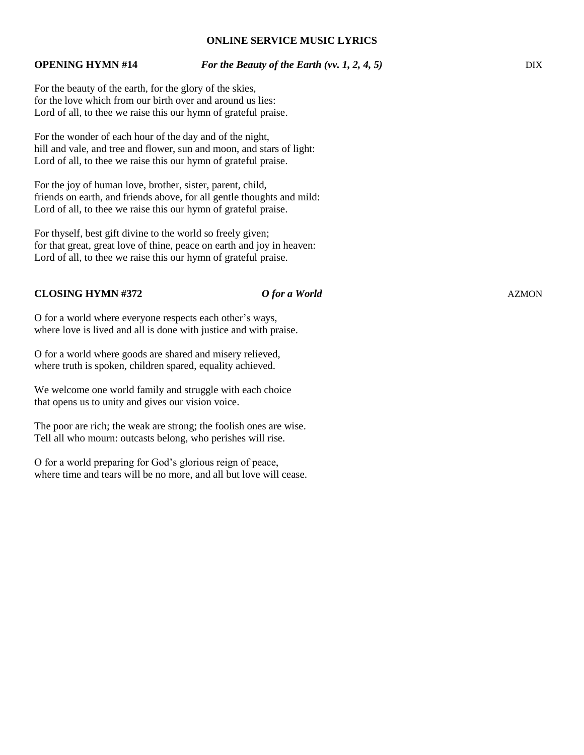**ONLINE SERVICE MUSIC LYRICS**

**OPENING HYMN #14** ***For the Beauty of the Earth (vv. 1, 2, 4, 5)*** DIX

For the beauty of the earth, for the glory of the skies,
for the love which from our birth over and around us lies:
Lord of all, to thee we raise this our hymn of grateful praise.

For the wonder of each hour of the day and of the night,
hill and vale, and tree and flower, sun and moon, and stars of light:
Lord of all, to thee we raise this our hymn of grateful praise.

For the joy of human love, brother, sister, parent, child,
friends on earth, and friends above, for all gentle thoughts and mild:
Lord of all, to thee we raise this our hymn of grateful praise.

For thyself, best gift divine to the world so freely given;
for that great, great love of thine, peace on earth and joy in heaven:
Lord of all, to thee we raise this our hymn of grateful praise.

**CLOSING HYMN #372** ***O for a World*** AZMON

O for a world where everyone respects each other's ways,
where love is lived and all is done with justice and with praise.

O for a world where goods are shared and misery relieved,
where truth is spoken, children spared, equality achieved.

We welcome one world family and struggle with each choice
that opens us to unity and gives our vision voice.

The poor are rich; the weak are strong; the foolish ones are wise.
Tell all who mourn: outcasts belong, who perishes will rise.

O for a world preparing for God's glorious reign of peace,
where time and tears will be no more, and all but love will cease.